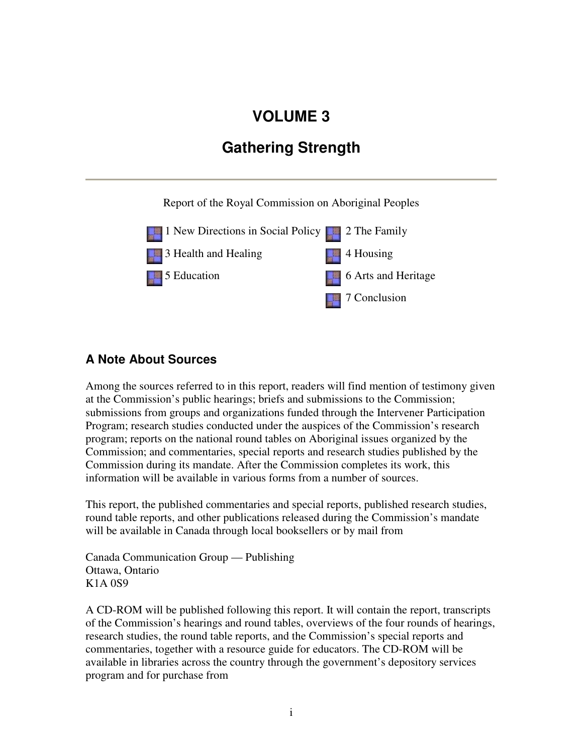# VOLUME 3

# Gathering Strength

Report of the Royal Commission on Aboriginal Peoples

- 1 New Directions in Social Policy
- 2 The Family
- 3 Health and Healing
- 4 Housing
- 5 Education
- 6 Arts and Heritage
- 7 Conclusion

## A Note About Sources

Among the sources referred to in this report, readers will find mention of testimony given at the Commission's public hearings; briefs and submissions to the Commission; submissions from groups and organizations funded through the Intervener Participation Program; research studies conducted under the auspices of the Commission's research program; reports on the national round tables on Aboriginal issues organized by the Commission; and commentaries, special reports and research studies published by the Commission during its mandate. After the Commission completes its work, this information will be available in various forms from a number of sources.

This report, the published commentaries and special reports, published research studies, round table reports, and other publications released during the Commission's mandate will be available in Canada through local booksellers or by mail from

Canada Communication Group — Publishing
Ottawa, Ontario
K1A 0S9

A CD-ROM will be published following this report. It will contain the report, transcripts of the Commission's hearings and round tables, overviews of the four rounds of hearings, research studies, the round table reports, and the Commission's special reports and commentaries, together with a resource guide for educators. The CD-ROM will be available in libraries across the country through the government's depository services program and for purchase from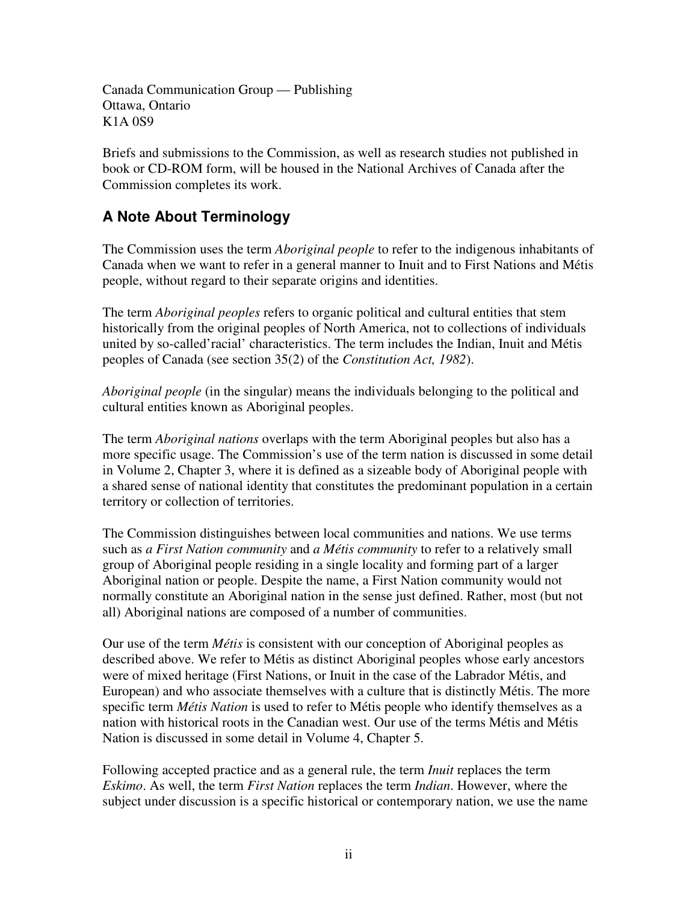Canada Communication Group — Publishing
Ottawa, Ontario
K1A 0S9

Briefs and submissions to the Commission, as well as research studies not published in book or CD-ROM form, will be housed in the National Archives of Canada after the Commission completes its work.

## A Note About Terminology

The Commission uses the term *Aboriginal people* to refer to the indigenous inhabitants of Canada when we want to refer in a general manner to Inuit and to First Nations and Métis people, without regard to their separate origins and identities.

The term *Aboriginal peoples* refers to organic political and cultural entities that stem historically from the original peoples of North America, not to collections of individuals united by so-called'racial' characteristics. The term includes the Indian, Inuit and Métis peoples of Canada (see section 35(2) of the *Constitution Act, 1982*).

*Aboriginal people* (in the singular) means the individuals belonging to the political and cultural entities known as Aboriginal peoples.

The term *Aboriginal nations* overlaps with the term Aboriginal peoples but also has a more specific usage. The Commission's use of the term nation is discussed in some detail in Volume 2, Chapter 3, where it is defined as a sizeable body of Aboriginal people with a shared sense of national identity that constitutes the predominant population in a certain territory or collection of territories.

The Commission distinguishes between local communities and nations. We use terms such as *a First Nation community* and *a Métis community* to refer to a relatively small group of Aboriginal people residing in a single locality and forming part of a larger Aboriginal nation or people. Despite the name, a First Nation community would not normally constitute an Aboriginal nation in the sense just defined. Rather, most (but not all) Aboriginal nations are composed of a number of communities.

Our use of the term *Métis* is consistent with our conception of Aboriginal peoples as described above. We refer to Métis as distinct Aboriginal peoples whose early ancestors were of mixed heritage (First Nations, or Inuit in the case of the Labrador Métis, and European) and who associate themselves with a culture that is distinctly Métis. The more specific term *Métis Nation* is used to refer to Métis people who identify themselves as a nation with historical roots in the Canadian west. Our use of the terms Métis and Métis Nation is discussed in some detail in Volume 4, Chapter 5.

Following accepted practice and as a general rule, the term *Inuit* replaces the term *Eskimo*. As well, the term *First Nation* replaces the term *Indian*. However, where the subject under discussion is a specific historical or contemporary nation, we use the name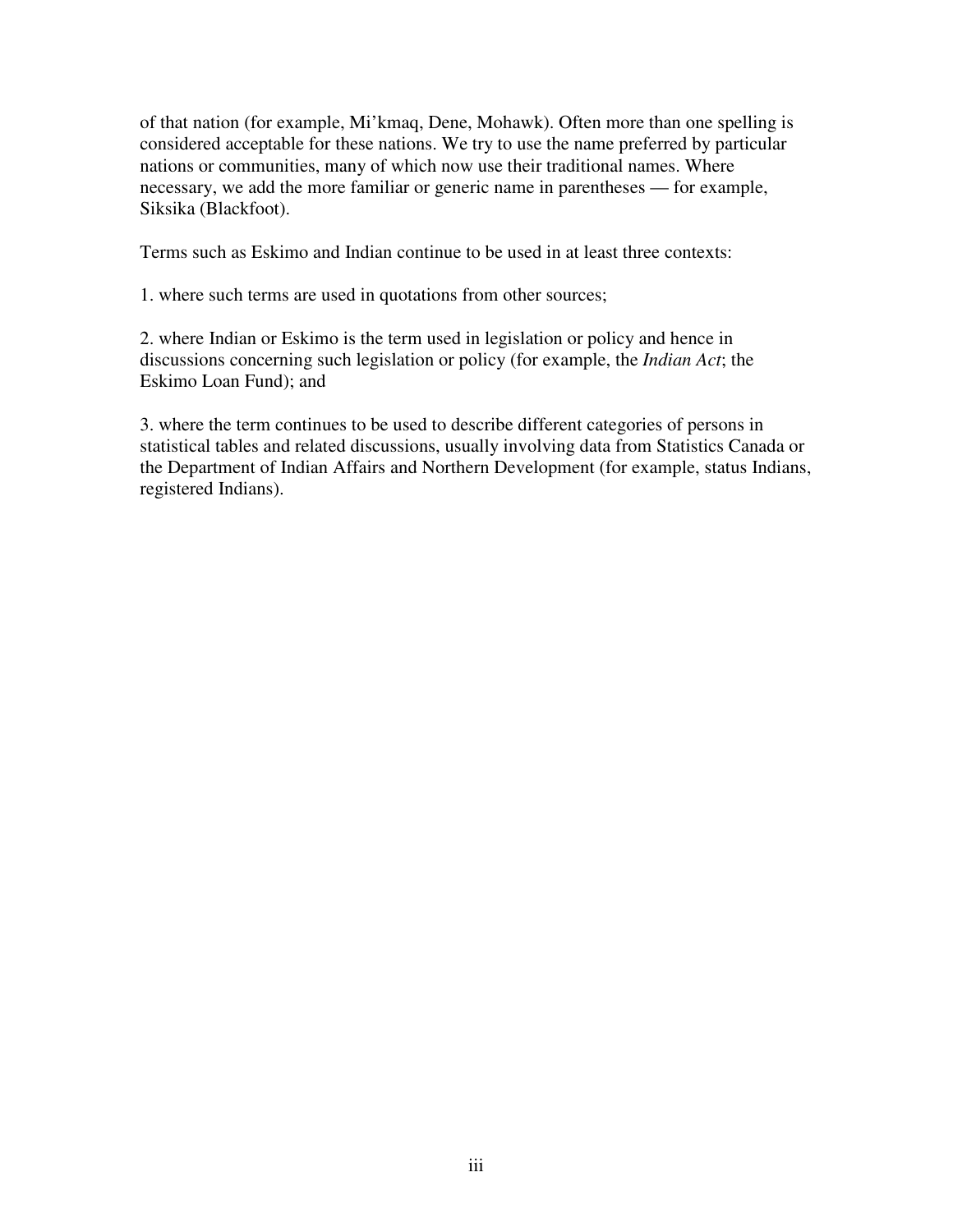of that nation (for example, Mi'kmaq, Dene, Mohawk). Often more than one spelling is considered acceptable for these nations. We try to use the name preferred by particular nations or communities, many of which now use their traditional names. Where necessary, we add the more familiar or generic name in parentheses — for example, Siksika (Blackfoot).

Terms such as Eskimo and Indian continue to be used in at least three contexts:

1. where such terms are used in quotations from other sources;

2. where Indian or Eskimo is the term used in legislation or policy and hence in discussions concerning such legislation or policy (for example, the *Indian Act*; the Eskimo Loan Fund); and

3. where the term continues to be used to describe different categories of persons in statistical tables and related discussions, usually involving data from Statistics Canada or the Department of Indian Affairs and Northern Development (for example, status Indians, registered Indians).